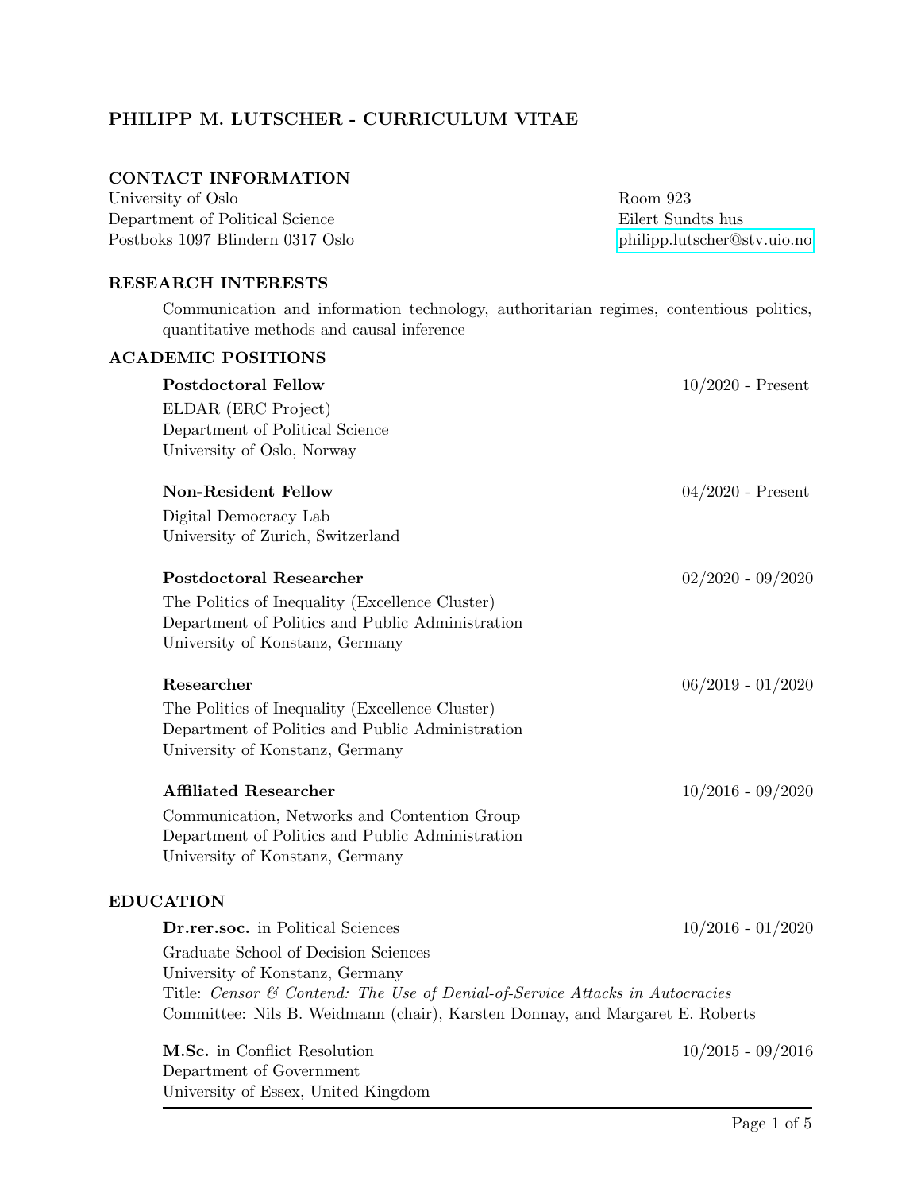# PHILIPP M. LUTSCHER - CURRICULUM VITAE

## CONTACT INFORMATION

University of Oslo
Department of Political Science
Postboks 1097 Blindern 0317 Oslo

Room 923
Eilert Sundts hus
philipp.lutscher@stv.uio.no

## RESEARCH INTERESTS

Communication and information technology, authoritarian regimes, contentious politics, quantitative methods and causal inference

## ACADEMIC POSITIONS

**Postdoctoral Fellow** — 10/2020 - Present
ELDAR (ERC Project)
Department of Political Science
University of Oslo, Norway

**Non-Resident Fellow** — 04/2020 - Present
Digital Democracy Lab
University of Zurich, Switzerland

**Postdoctoral Researcher** — 02/2020 - 09/2020
The Politics of Inequality (Excellence Cluster)
Department of Politics and Public Administration
University of Konstanz, Germany

**Researcher** — 06/2019 - 01/2020
The Politics of Inequality (Excellence Cluster)
Department of Politics and Public Administration
University of Konstanz, Germany

**Affiliated Researcher** — 10/2016 - 09/2020
Communication, Networks and Contention Group
Department of Politics and Public Administration
University of Konstanz, Germany

## EDUCATION

**Dr.rer.soc.** in Political Sciences — 10/2016 - 01/2020
Graduate School of Decision Sciences
University of Konstanz, Germany
Title: *Censor & Contend: The Use of Denial-of-Service Attacks in Autocracies*
Committee: Nils B. Weidmann (chair), Karsten Donnay, and Margaret E. Roberts

**M.Sc.** in Conflict Resolution — 10/2015 - 09/2016
Department of Government
University of Essex, United Kingdom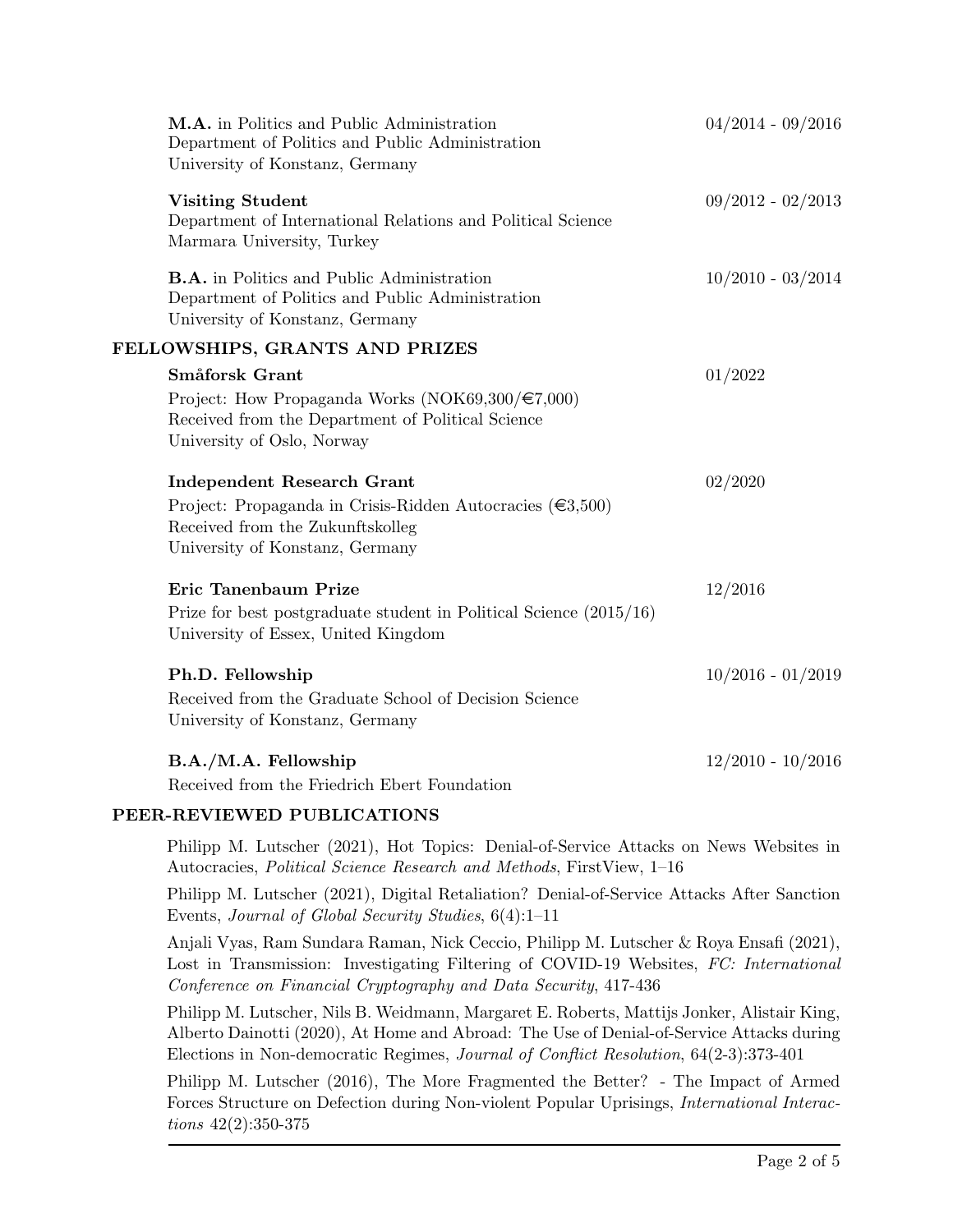**M.A.** in Politics and Public Administration — 04/2014 - 09/2016
Department of Politics and Public Administration
University of Konstanz, Germany

**Visiting Student** — 09/2012 - 02/2013
Department of International Relations and Political Science
Marmara University, Turkey

**B.A.** in Politics and Public Administration — 10/2010 - 03/2014
Department of Politics and Public Administration
University of Konstanz, Germany

## FELLOWSHIPS, GRANTS AND PRIZES

**Småforsk Grant** — 01/2022
Project: How Propaganda Works (NOK69,300/€7,000)
Received from the Department of Political Science
University of Oslo, Norway

**Independent Research Grant** — 02/2020
Project: Propaganda in Crisis-Ridden Autocracies (€3,500)
Received from the Zukunftskolleg
University of Konstanz, Germany

**Eric Tanenbaum Prize** — 12/2016
Prize for best postgraduate student in Political Science (2015/16)
University of Essex, United Kingdom

**Ph.D. Fellowship** — 10/2016 - 01/2019
Received from the Graduate School of Decision Science
University of Konstanz, Germany

**B.A./M.A. Fellowship** — 12/2010 - 10/2016
Received from the Friedrich Ebert Foundation

## PEER-REVIEWED PUBLICATIONS

Philipp M. Lutscher (2021), Hot Topics: Denial-of-Service Attacks on News Websites in Autocracies, *Political Science Research and Methods*, FirstView, 1–16

Philipp M. Lutscher (2021), Digital Retaliation? Denial-of-Service Attacks After Sanction Events, *Journal of Global Security Studies*, 6(4):1–11

Anjali Vyas, Ram Sundara Raman, Nick Ceccio, Philipp M. Lutscher & Roya Ensafi (2021), Lost in Transmission: Investigating Filtering of COVID-19 Websites, *FC: International Conference on Financial Cryptography and Data Security*, 417-436

Philipp M. Lutscher, Nils B. Weidmann, Margaret E. Roberts, Mattijs Jonker, Alistair King, Alberto Dainotti (2020), At Home and Abroad: The Use of Denial-of-Service Attacks during Elections in Non-democratic Regimes, *Journal of Conflict Resolution*, 64(2-3):373-401

Philipp M. Lutscher (2016), The More Fragmented the Better? - The Impact of Armed Forces Structure on Defection during Non-violent Popular Uprisings, *International Interactions* 42(2):350-375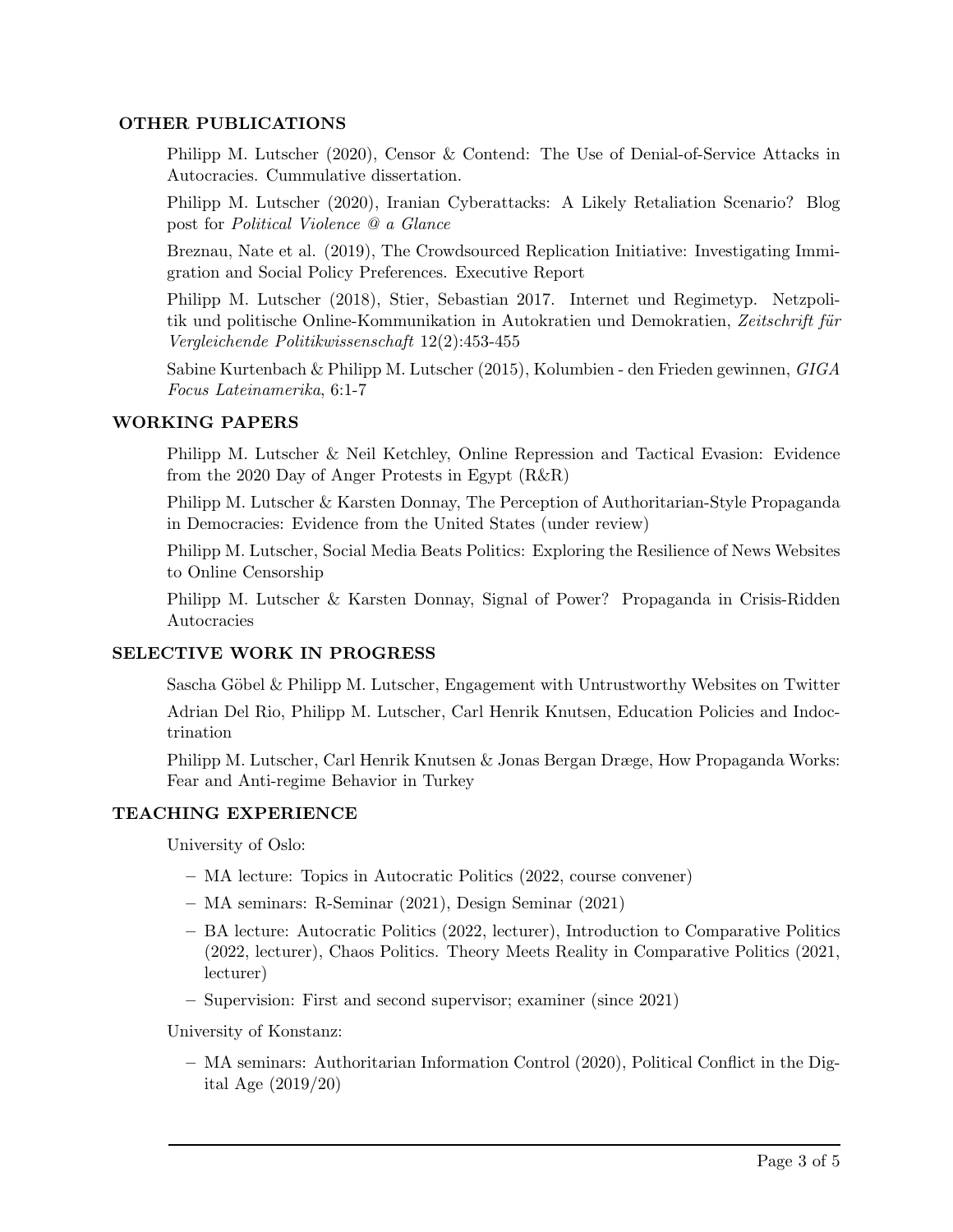## OTHER PUBLICATIONS

Philipp M. Lutscher (2020), Censor & Contend: The Use of Denial-of-Service Attacks in Autocracies. Cummulative dissertation.

Philipp M. Lutscher (2020), Iranian Cyberattacks: A Likely Retaliation Scenario? Blog post for *Political Violence @ a Glance*

Breznau, Nate et al. (2019), The Crowdsourced Replication Initiative: Investigating Immigration and Social Policy Preferences. Executive Report

Philipp M. Lutscher (2018), Stier, Sebastian 2017. Internet und Regimetyp. Netzpolitik und politische Online-Kommunikation in Autokratien und Demokratien, *Zeitschrift für Vergleichende Politikwissenschaft* 12(2):453-455

Sabine Kurtenbach & Philipp M. Lutscher (2015), Kolumbien - den Frieden gewinnen, *GIGA Focus Lateinamerika*, 6:1-7

## WORKING PAPERS

Philipp M. Lutscher & Neil Ketchley, Online Repression and Tactical Evasion: Evidence from the 2020 Day of Anger Protests in Egypt (R&R)

Philipp M. Lutscher & Karsten Donnay, The Perception of Authoritarian-Style Propaganda in Democracies: Evidence from the United States (under review)

Philipp M. Lutscher, Social Media Beats Politics: Exploring the Resilience of News Websites to Online Censorship

Philipp M. Lutscher & Karsten Donnay, Signal of Power? Propaganda in Crisis-Ridden Autocracies

## SELECTIVE WORK IN PROGRESS

Sascha Göbel & Philipp M. Lutscher, Engagement with Untrustworthy Websites on Twitter

Adrian Del Rio, Philipp M. Lutscher, Carl Henrik Knutsen, Education Policies and Indoctrination

Philipp M. Lutscher, Carl Henrik Knutsen & Jonas Bergan Dræge, How Propaganda Works: Fear and Anti-regime Behavior in Turkey

## TEACHING EXPERIENCE

University of Oslo:

- MA lecture: Topics in Autocratic Politics (2022, course convener)
- MA seminars: R-Seminar (2021), Design Seminar (2021)
- BA lecture: Autocratic Politics (2022, lecturer), Introduction to Comparative Politics (2022, lecturer), Chaos Politics. Theory Meets Reality in Comparative Politics (2021, lecturer)
- Supervision: First and second supervisor; examiner (since 2021)

University of Konstanz:

- MA seminars: Authoritarian Information Control (2020), Political Conflict in the Digital Age (2019/20)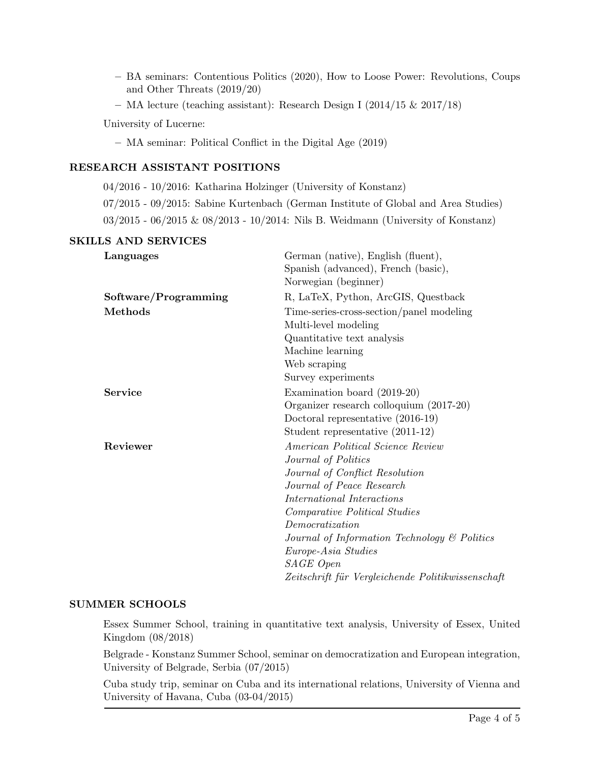- BA seminars: Contentious Politics (2020), How to Loose Power: Revolutions, Coups and Other Threats (2019/20)
- MA lecture (teaching assistant): Research Design I (2014/15 & 2017/18)

University of Lucerne:

- MA seminar: Political Conflict in the Digital Age (2019)

## RESEARCH ASSISTANT POSITIONS

04/2016 - 10/2016: Katharina Holzinger (University of Konstanz)

07/2015 - 09/2015: Sabine Kurtenbach (German Institute of Global and Area Studies)

03/2015 - 06/2015 & 08/2013 - 10/2014: Nils B. Weidmann (University of Konstanz)

## SKILLS AND SERVICES

**Languages**
German (native), English (fluent),
Spanish (advanced), French (basic),
Norwegian (beginner)

**Software/Programming**
R, LaTeX, Python, ArcGIS, Questback

**Methods**
Time-series-cross-section/panel modeling
Multi-level modeling
Quantitative text analysis
Machine learning
Web scraping
Survey experiments

**Service**
Examination board (2019-20)
Organizer research colloquium (2017-20)
Doctoral representative (2016-19)
Student representative (2011-12)

**Reviewer**
*American Political Science Review*
*Journal of Politics*
*Journal of Conflict Resolution*
*Journal of Peace Research*
*International Interactions*
*Comparative Political Studies*
*Democratization*
*Journal of Information Technology & Politics*
*Europe-Asia Studies*
*SAGE Open*
*Zeitschrift für Vergleichende Politikwissenschaft*

## SUMMER SCHOOLS

Essex Summer School, training in quantitative text analysis, University of Essex, United Kingdom (08/2018)

Belgrade - Konstanz Summer School, seminar on democratization and European integration, University of Belgrade, Serbia (07/2015)

Cuba study trip, seminar on Cuba and its international relations, University of Vienna and University of Havana, Cuba (03-04/2015)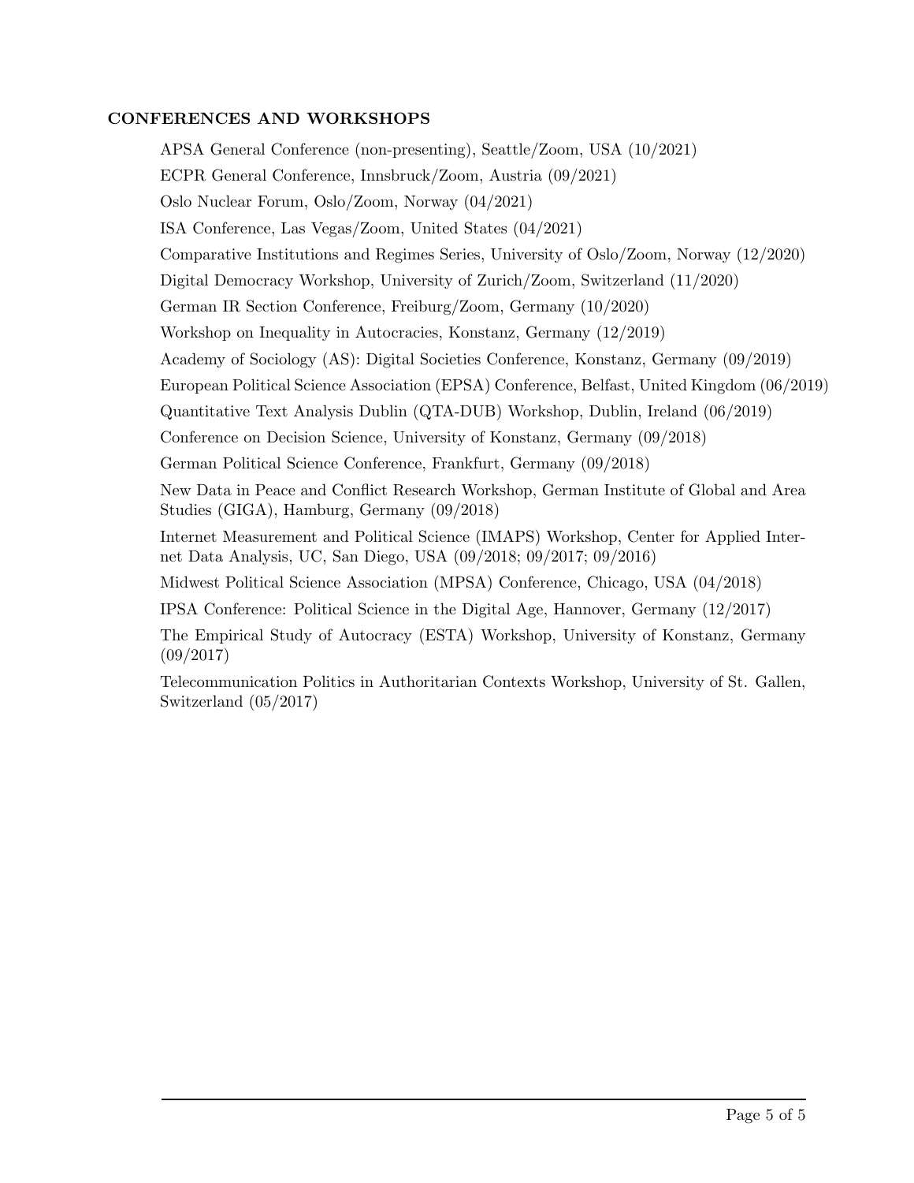**CONFERENCES AND WORKSHOPS**

APSA General Conference (non-presenting), Seattle/Zoom, USA (10/2021)

ECPR General Conference, Innsbruck/Zoom, Austria (09/2021)

Oslo Nuclear Forum, Oslo/Zoom, Norway (04/2021)

ISA Conference, Las Vegas/Zoom, United States (04/2021)

Comparative Institutions and Regimes Series, University of Oslo/Zoom, Norway (12/2020)

Digital Democracy Workshop, University of Zurich/Zoom, Switzerland (11/2020)

German IR Section Conference, Freiburg/Zoom, Germany (10/2020)

Workshop on Inequality in Autocracies, Konstanz, Germany (12/2019)

Academy of Sociology (AS): Digital Societies Conference, Konstanz, Germany (09/2019)

European Political Science Association (EPSA) Conference, Belfast, United Kingdom (06/2019)

Quantitative Text Analysis Dublin (QTA-DUB) Workshop, Dublin, Ireland (06/2019)

Conference on Decision Science, University of Konstanz, Germany (09/2018)

German Political Science Conference, Frankfurt, Germany (09/2018)

New Data in Peace and Conflict Research Workshop, German Institute of Global and Area Studies (GIGA), Hamburg, Germany (09/2018)

Internet Measurement and Political Science (IMAPS) Workshop, Center for Applied Internet Data Analysis, UC, San Diego, USA (09/2018; 09/2017; 09/2016)

Midwest Political Science Association (MPSA) Conference, Chicago, USA (04/2018)

IPSA Conference: Political Science in the Digital Age, Hannover, Germany (12/2017)

The Empirical Study of Autocracy (ESTA) Workshop, University of Konstanz, Germany (09/2017)

Telecommunication Politics in Authoritarian Contexts Workshop, University of St. Gallen, Switzerland (05/2017)